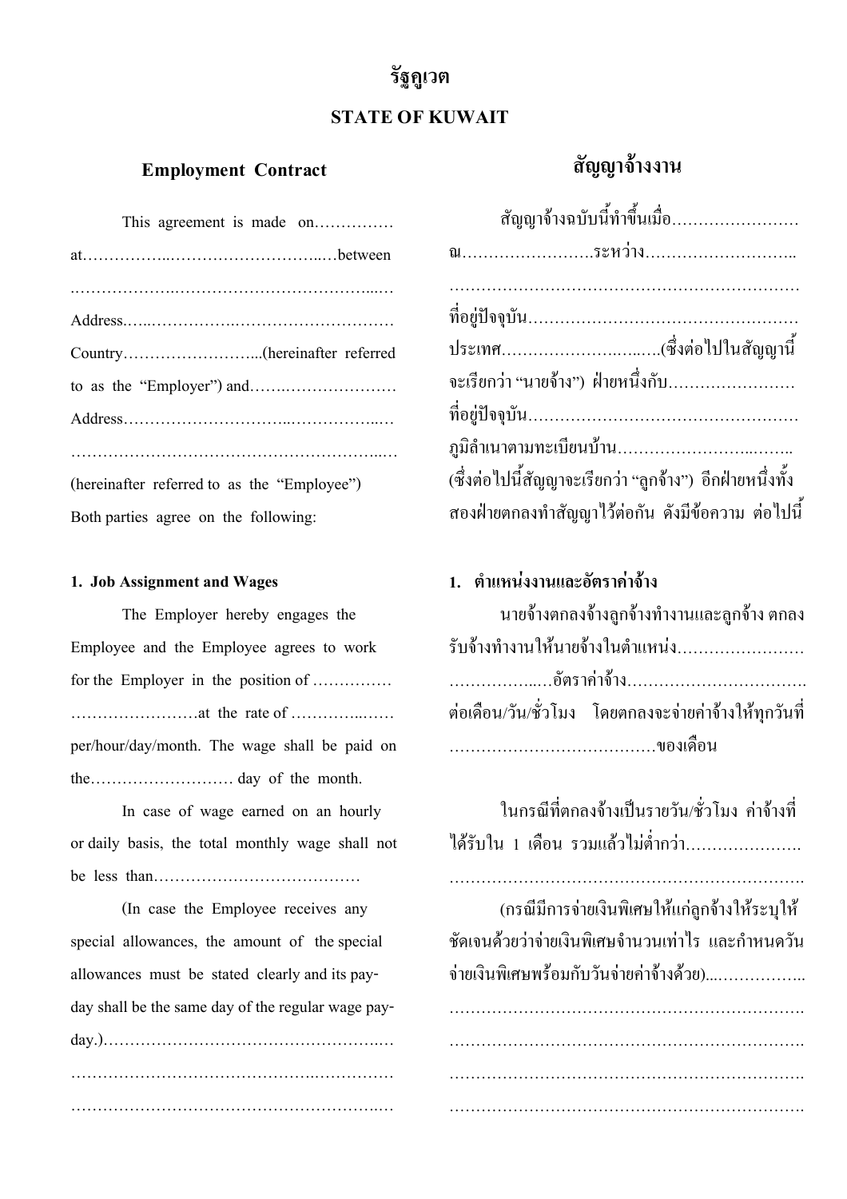# รัฐคูเวต

# STATE OF KUWAIT

## Employment Contract

This agreement is made on……………
at……………..………………………..…between
.………………..…………………………….....…
Address.…..…………….…………………………
Country……………………...(hereinafter referred to as the "Employer") and…….…………………
Address…………………………..……………..…
…………………………………………………..…
(hereinafter referred to as the "Employee")
Both parties agree on the following:

### 1. Job Assignment and Wages

The Employer hereby engages the Employee and the Employee agrees to work for the Employer in the position of ……………
……………………at the rate of …………..……
per/hour/day/month. The wage shall be paid on the……………………… day of the month.

In case of wage earned on an hourly or daily basis, the total monthly wage shall not be less than…………………………………

(In case the Employee receives any special allowances, the amount of the special allowances must be stated clearly and its pay-day shall be the same day of the regular wage pay-day.)…………………………………………….…
…………………………………….……………
……………………………………………….…

## สัญญาจ้างงาน

สัญญาจ้างฉบับนี้ทำขึ้นเมื่อ……………………
ณ…………………….ระหว่าง………………………..
…………………………………………………………
ที่อยู่ปัจจุบัน……………………………………………
ประเทศ……………….….…..(ซึ่งต่อไปในสัญญานี้จะเรียกว่า "นายจ้าง") ฝ่ายหนึ่งกับ……………………
ที่อยู่ปัจจุบัน……………………………………………
ภูมิลำเนาตามทะเบียนบ้าน……………………..……..
(ซึ่งต่อไปนี้สัญญาจะเรียกว่า "ลูกจ้าง") อีกฝ่ายหนึ่งทั้งสองฝ่ายตกลงทำสัญญาไว้ต่อกัน ดังมีข้อความ ต่อไปนี้

### 1. ตำแหน่งงานและอัตราค่าจ้าง

นายจ้างตกลงจ้างลูกจ้างทำงานและลูกจ้าง ตกลงรับจ้างทำงานให้นายจ้างในตำแหน่ง……………………
……………..…อัตราค่าจ้าง…………………………….
ต่อเดือน/วัน/ชั่วโมง โดยตกลงจะจ่ายค่าจ้างให้ทุกวันที่
…………………………………ของเดือน

ในกรณีที่ตกลงจ้างเป็นรายวัน/ชั่วโมง ค่าจ้างที่ได้รับใน 1 เดือน รวมแล้วไม่ต่ำกว่า………………….
………………………………………………………….

(กรณีมีการจ่ายเงินพิเศษให้แก่ลูกจ้างให้ระบุให้ชัดเจนด้วยว่าจ่ายเงินพิเศษจำนวนเท่าไร และกำหนดวันจ่ายเงินพิเศษพร้อมกับวันจ่ายค่าจ้างด้วย)...……………..
………………………………………………………….
………………………………………………………….
………………………………………………………….
………………………………………………………….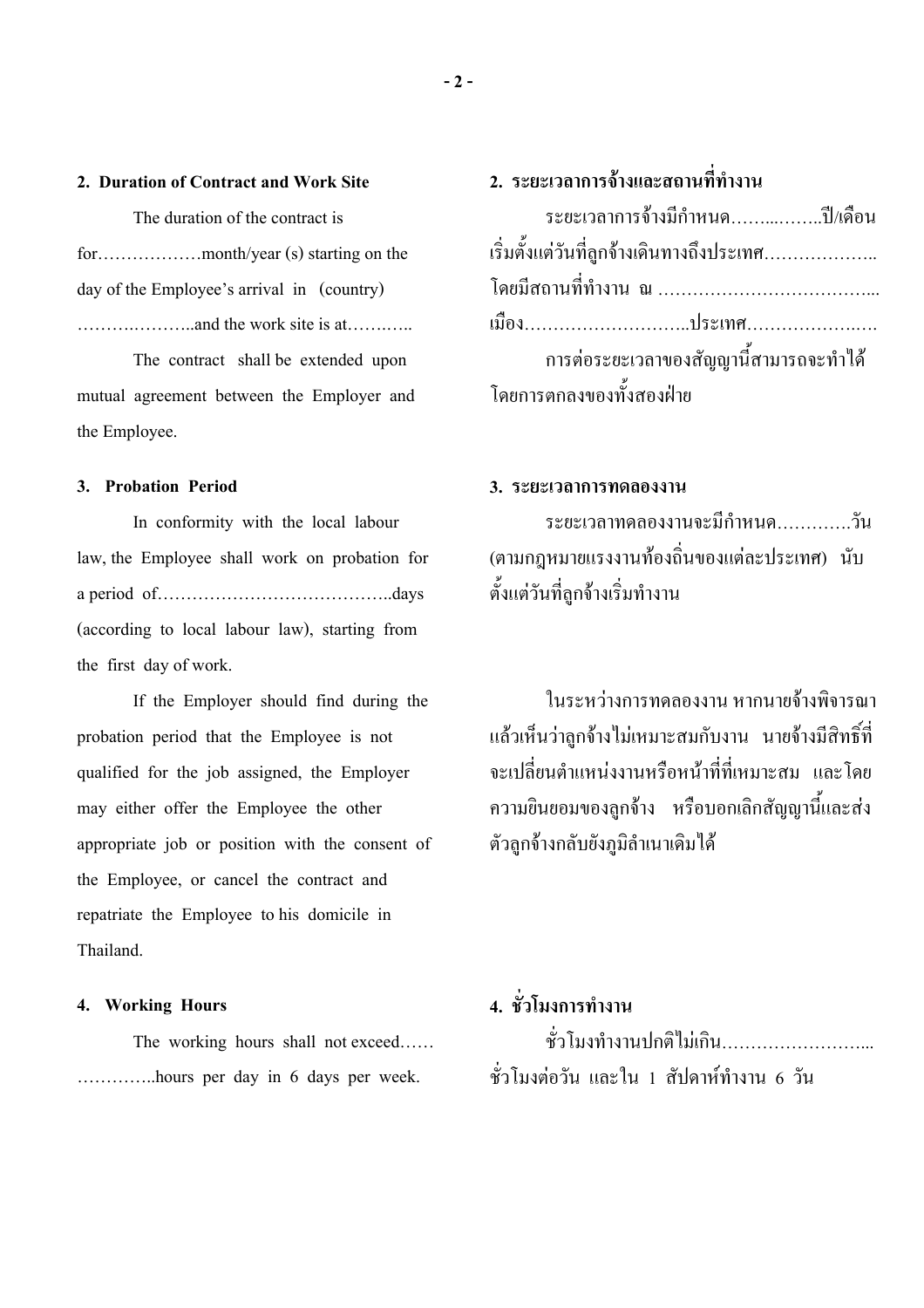## 2. Duration of Contract and Work Site

The duration of the contract is for………………month/year (s) starting on the day of the Employee's arrival in (country) ……….………..and the work site is at……….…..

The contract shall be extended upon mutual agreement between the Employer and the Employee.

## 2. ระยะเวลาการจ้างและสถานที่ทำงาน

ระยะเวลาการจ้างมีกำหนด……..……..ปี/เดือน เริ่มตั้งแต่วันที่ลูกจ้างเดินทางถึงประเทศ……………….. โดยมีสถานที่ทำงาน ณ ……………………………….... เมือง………………………..ประเทศ…………………

การต่อระยะเวลาของสัญญานี้สามารถจะทำได้โดยการตกลงของทั้งสองฝ่าย

## 3. Probation Period

In conformity with the local labour law, the Employee shall work on probation for a period of…………………………………..days (according to local labour law), starting from the first day of work.

If the Employer should find during the probation period that the Employee is not qualified for the job assigned, the Employer may either offer the Employee the other appropriate job or position with the consent of the Employee, or cancel the contract and repatriate the Employee to his domicile in Thailand.

## 3. ระยะเวลาการทดลองงาน

ระยะเวลาทดลองงานจะมีกำหนด………….วัน (ตามกฎหมายแรงงานท้องถิ่นของแต่ละประเทศ) นับตั้งแต่วันที่ลูกจ้างเริ่มทำงาน

ในระหว่างการทดลองงาน หากนายจ้างพิจารณาแล้วเห็นว่าลูกจ้างไม่เหมาะสมกับงาน นายจ้างมีสิทธิ์ที่จะเปลี่ยนตำแหน่งงานหรือหน้าที่ที่เหมาะสม และโดยความยินยอมของลูกจ้าง หรือบอกเลิกสัญญานี้และส่งตัวลูกจ้างกลับยังภูมิลำเนาเดิมได้

## 4. Working Hours

The working hours shall not exceed…… …………..hours per day in 6 days per week.

## 4. ชั่วโมงการทำงาน

ชั่วโมงทำงานปกติไม่เกิน……………………... ชั่วโมงต่อวัน และใน 1 สัปดาห์ทำงาน 6 วัน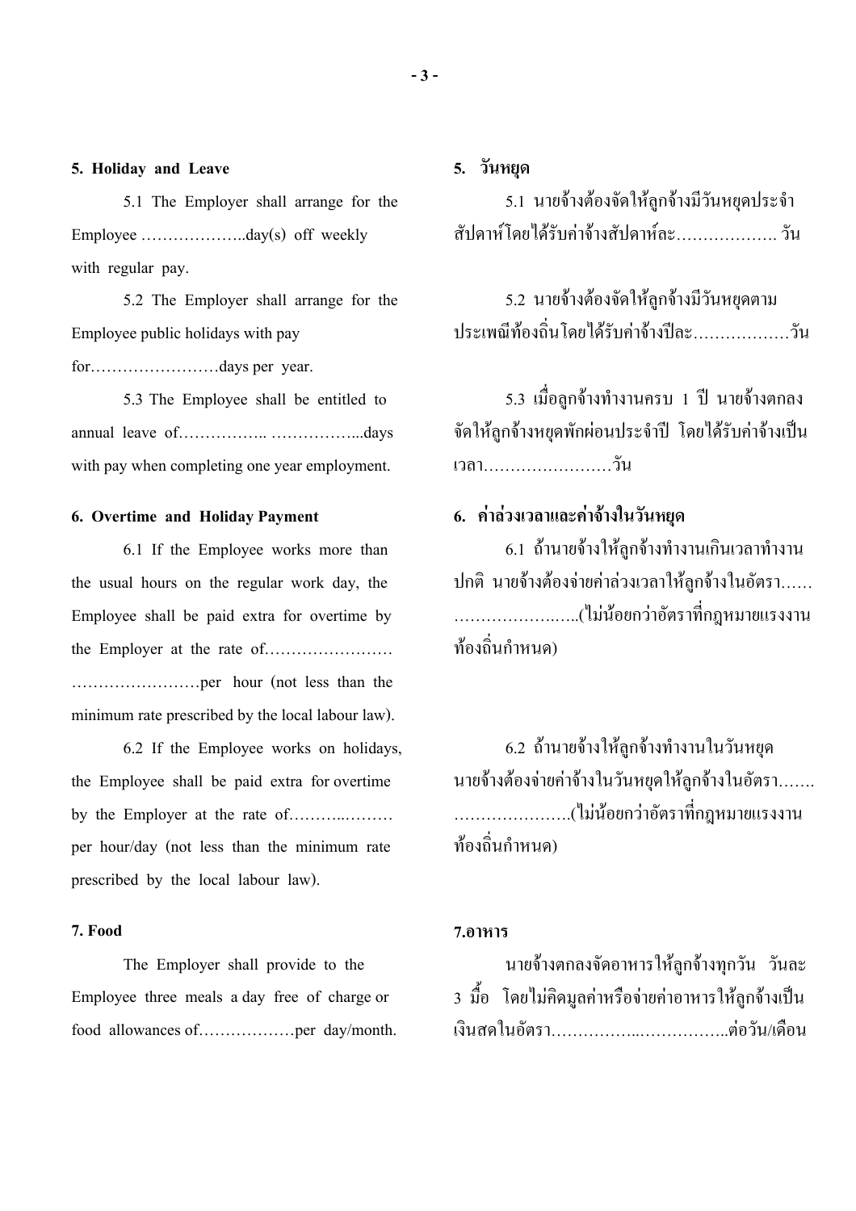**5. Holiday and Leave**

5.1 The Employer shall arrange for the Employee ………………..day(s) off weekly with regular pay.

5.2 The Employer shall arrange for the Employee public holidays with pay for……………………days per year.

5.3 The Employee shall be entitled to annual leave of…………….. ……………...days with pay when completing one year employment.

**6. Overtime and Holiday Payment**

6.1 If the Employee works more than the usual hours on the regular work day, the Employee shall be paid extra for overtime by the Employer at the rate of…………………… ……………………per hour (not less than the minimum rate prescribed by the local labour law).

6.2 If the Employee works on holidays, the Employee shall be paid extra for overtime by the Employer at the rate of………..……… per hour/day (not less than the minimum rate prescribed by the local labour law).

**7. Food**

The Employer shall provide to the Employee three meals a day free of charge or food allowances of………………per day/month.

**5. วันหยุด**

5.1 นายจ้างต้องจัดให้ลูกจ้างมีวันหยุดประจำสัปดาห์โดยได้รับค่าจ้างสัปดาห์ละ………………. วัน

5.2 นายจ้างต้องจัดให้ลูกจ้างมีวันหยุดตามประเพณีท้องถิ่นโดยได้รับค่าจ้างปีละ………………วัน

5.3 เมื่อลูกจ้างทำงานครบ 1 ปี นายจ้างตกลงจัดให้ลูกจ้างหยุดพักผ่อนประจำปี โดยได้รับค่าจ้างเป็นเวลา……………………วัน

**6. ค่าล่วงเวลาและค่าจ้างในวันหยุด**

6.1 ถ้านายจ้างให้ลูกจ้างทำงานเกินเวลาทำงานปกติ นายจ้างต้องจ่ายค่าล่วงเวลาให้ลูกจ้างในอัตรา…… ………………..…..(ไม่น้อยกว่าอัตราที่กฎหมายแรงงานท้องถิ่นกำหนด)

6.2 ถ้านายจ้างให้ลูกจ้างทำงานในวันหยุด นายจ้างต้องจ่ายค่าจ้างในวันหยุดให้ลูกจ้างในอัตรา……. ………………….(ไม่น้อยกว่าอัตราที่กฎหมายแรงงานท้องถิ่นกำหนด)

**7.อาหาร**

นายจ้างตกลงจัดอาหารให้ลูกจ้างทุกวัน วันละ 3 มื้อ โดยไม่คิดมูลค่าหรือจ่ายค่าอาหารให้ลูกจ้างเป็นเงินสดในอัตรา……………..……………..ต่อวัน/เดือน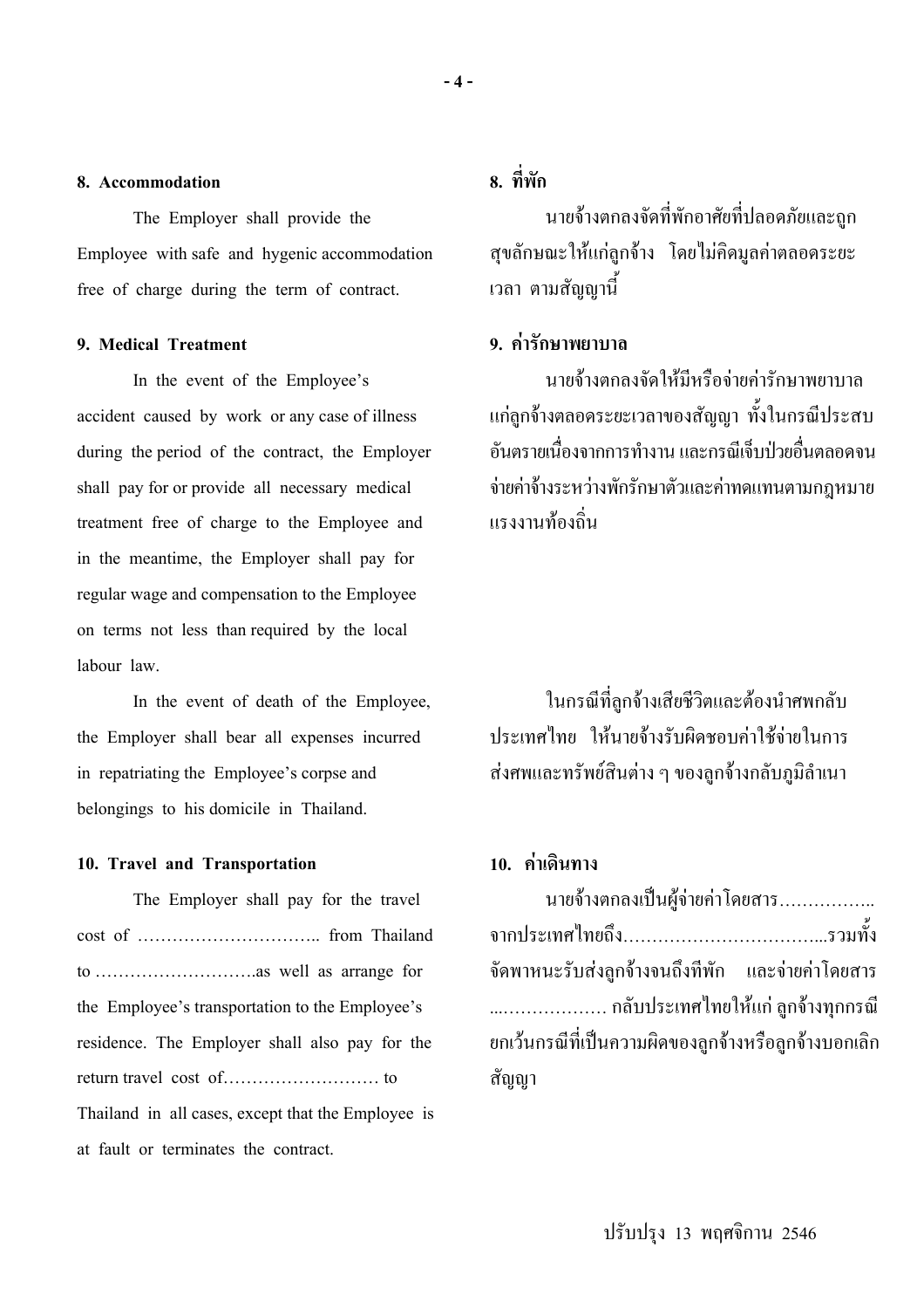## 8. Accommodation

The Employer shall provide the Employee with safe and hygenic accommodation free of charge during the term of contract.

## 8. ที่พัก

นายจ้างตกลงจัดที่พักอาศัยที่ปลอดภัยและถูกสุขลักษณะให้แก่ลูกจ้าง โดยไม่คิดมูลค่าตลอดระยะเวลา ตามสัญญานี้

## 9. Medical Treatment

In the event of the Employee's accident caused by work or any case of illness during the period of the contract, the Employer shall pay for or provide all necessary medical treatment free of charge to the Employee and in the meantime, the Employer shall pay for regular wage and compensation to the Employee on terms not less than required by the local labour law.

In the event of death of the Employee, the Employer shall bear all expenses incurred in repatriating the Employee's corpse and belongings to his domicile in Thailand.

## 9. ค่ารักษาพยาบาล

นายจ้างตกลงจัดให้มีหรือจ่ายค่ารักษาพยาบาลแก่ลูกจ้างตลอดระยะเวลาของสัญญา ทั้งในกรณีประสบอันตรายเนื่องจากการทำงาน และกรณีเจ็บป่วยอื่นตลอดจนจ่ายค่าจ้างระหว่างพักรักษาตัวและค่าทดแทนตามกฎหมายแรงงานท้องถิ่น

ในกรณีที่ลูกจ้างเสียชีวิตและต้องนำศพกลับประเทศไทย ให้นายจ้างรับผิดชอบค่าใช้จ่ายในการส่งศพและทรัพย์สินต่าง ๆ ของลูกจ้างกลับภูมิลำเนา

## 10. Travel and Transportation

The Employer shall pay for the travel cost of ………………………….. from Thailand to ……………………….as well as arrange for the Employee's transportation to the Employee's residence. The Employer shall also pay for the return travel cost of……………………… to Thailand in all cases, except that the Employee is at fault or terminates the contract.

## 10. ค่าเดินทาง

นายจ้างตกลงเป็นผู้จ่ายค่าโดยสาร…………….. จากประเทศไทยถึง……………………………...รวมทั้งจัดพาหนะรับส่งลูกจ้างจนถึงที่พัก และจ่ายค่าโดยสาร ...……………… กลับประเทศไทยให้แก่ ลูกจ้างทุกกรณียกเว้นกรณีที่เป็นความผิดของลูกจ้างหรือลูกจ้างบอกเลิกสัญญา

ปรับปรุง 13 พฤศจิกาน 2546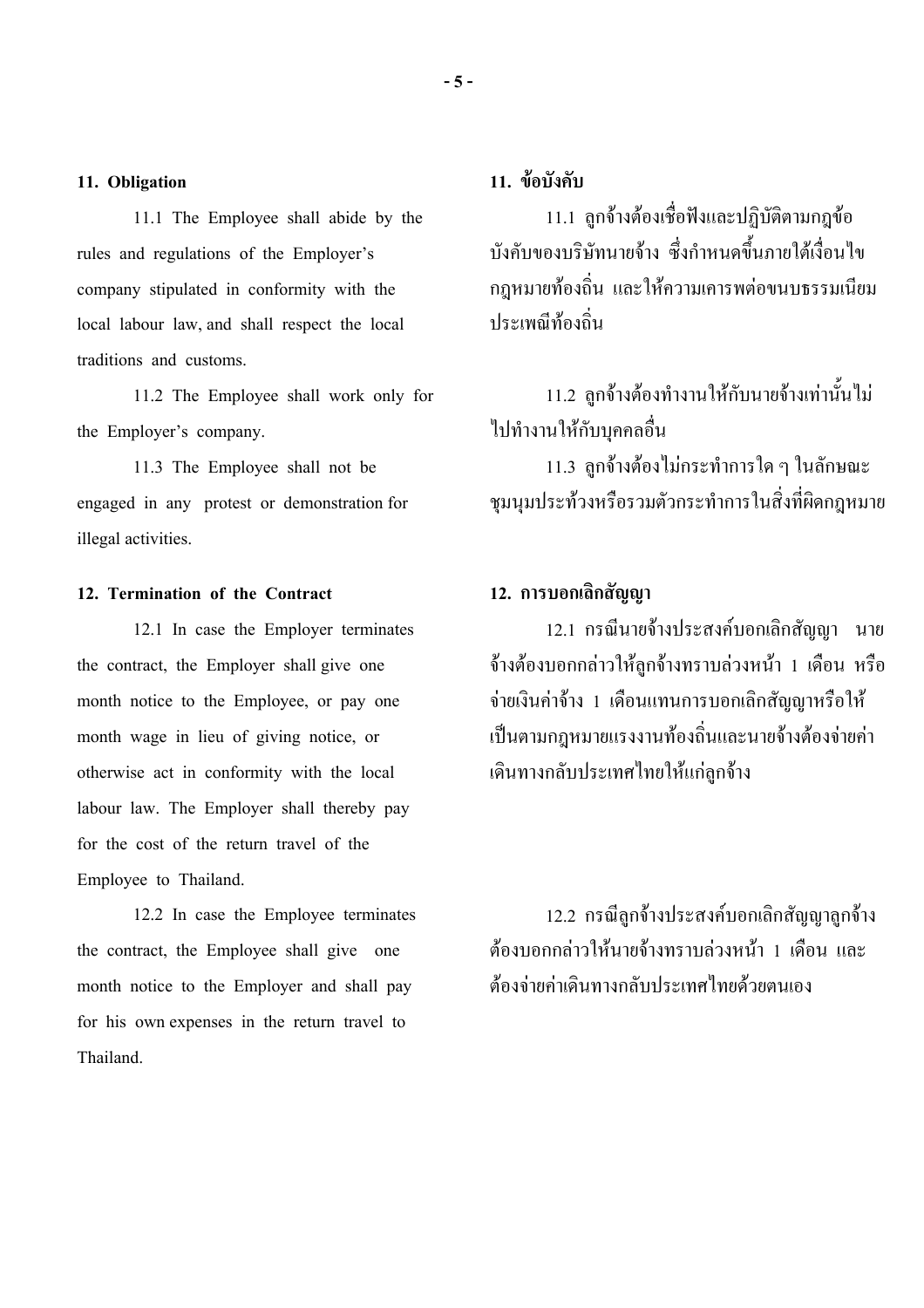### 11. Obligation

11.1 The Employee shall abide by the rules and regulations of the Employer's company stipulated in conformity with the local labour law, and shall respect the local traditions and customs.

11.2 The Employee shall work only for the Employer's company.

11.3 The Employee shall not be engaged in any protest or demonstration for illegal activities.

### 11. ข้อบังคับ

11.1 ลูกจ้างต้องเชื่อฟังและปฏิบัติตามกฎข้อบังคับของบริษัทนายจ้าง ซึ่งกำหนดขึ้นภายใต้เงื่อนไขกฎหมายท้องถิ่น และให้ความเคารพต่อขนบธรรมเนียมประเพณีท้องถิ่น

11.2 ลูกจ้างต้องทำงานให้กับนายจ้างเท่านั้นไม่ไปทำงานให้กับบุคคลอื่น

11.3 ลูกจ้างต้องไม่กระทำการใด ๆ ในลักษณะชุมนุมประท้วงหรือรวมตัวกระทำการในสิ่งที่ผิดกฎหมาย

### 12. Termination of the Contract

12.1 In case the Employer terminates the contract, the Employer shall give one month notice to the Employee, or pay one month wage in lieu of giving notice, or otherwise act in conformity with the local labour law. The Employer shall thereby pay for the cost of the return travel of the Employee to Thailand.

12.2 In case the Employee terminates the contract, the Employee shall give one month notice to the Employer and shall pay for his own expenses in the return travel to Thailand.

### 12. การบอกเลิกสัญญา

12.1 กรณีนายจ้างประสงค์บอกเลิกสัญญา นายจ้างต้องบอกกล่าวให้ลูกจ้างทราบล่วงหน้า 1 เดือน หรือจ่ายเงินค่าจ้าง 1 เดือนแทนการบอกเลิกสัญญาหรือให้เป็นตามกฎหมายแรงงานท้องถิ่นและนายจ้างต้องจ่ายค่าเดินทางกลับประเทศไทยให้แก่ลูกจ้าง

12.2 กรณีลูกจ้างประสงค์บอกเลิกสัญญาลูกจ้างต้องบอกกล่าวให้นายจ้างทราบล่วงหน้า 1 เดือน และต้องจ่ายค่าเดินทางกลับประเทศไทยด้วยตนเอง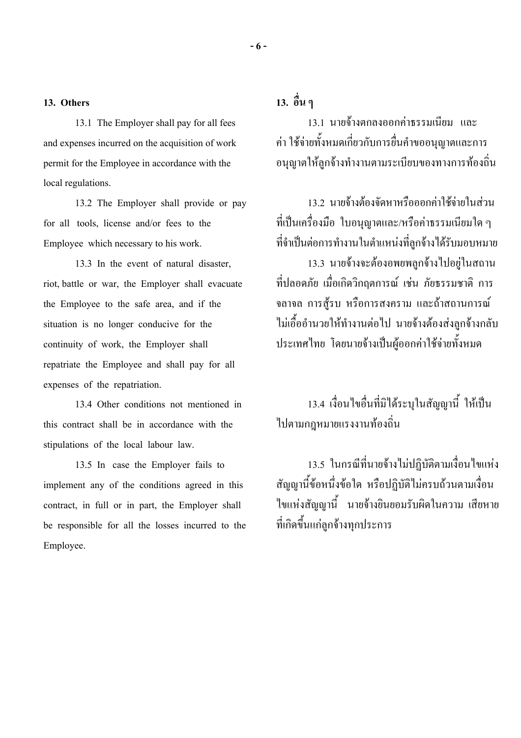**13. Others**

13.1 The Employer shall pay for all fees and expenses incurred on the acquisition of work permit for the Employee in accordance with the local regulations.

13.2 The Employer shall provide or pay for all tools, license and/or fees to the Employee which necessary to his work.

13.3 In the event of natural disaster, riot, battle or war, the Employer shall evacuate the Employee to the safe area, and if the situation is no longer conducive for the continuity of work, the Employer shall repatriate the Employee and shall pay for all expenses of the repatriation.

13.4 Other conditions not mentioned in this contract shall be in accordance with the stipulations of the local labour law.

13.5 In case the Employer fails to implement any of the conditions agreed in this contract, in full or in part, the Employer shall be responsible for all the losses incurred to the Employee.

**13. อื่น ๆ**

13.1 นายจ้างตกลงออกค่าธรรมเนียม และค่า ใช้จ่ายทั้งหมดเกี่ยวกับการยื่นคำขออนุญาตและการอนุญาตให้ลูกจ้างทำงานตามระเบียบของทางการท้องถิ่น

13.2 นายจ้างต้องจัดหาหรือออกค่าใช้จ่ายในส่วนที่เป็นเครื่องมือ ใบอนุญาตและ/หรือค่าธรรมเนียมใด ๆ ที่จำเป็นต่อการทำงานในตำแหน่งที่ลูกจ้างได้รับมอบหมาย

13.3 นายจ้างจะต้องอพยพลูกจ้างไปอยู่ในสถานที่ปลอดภัย เมื่อเกิดวิกฤตการณ์ เช่น ภัยธรรมชาติ การจลาจล การสู้รบ หรือการสงคราม และถ้าสถานการณ์ไม่เอื้ออำนวยให้ทำงานต่อไป นายจ้างต้องส่งลูกจ้างกลับประเทศไทย โดยนายจ้างเป็นผู้ออกค่าใช้จ่ายทั้งหมด

13.4 เงื่อนไขอื่นที่มิได้ระบุในสัญญานี้ ให้เป็นไปตามกฎหมายแรงงานท้องถิ่น

13.5 ในกรณีที่นายจ้างไม่ปฏิบัติตามเงื่อนไขแห่งสัญญานี้ข้อหนึ่งข้อใด หรือปฏิบัติไม่ครบถ้วนตามเงื่อนไขแห่งสัญญานี้ นายจ้างยินยอมรับผิดในความ เสียหายที่เกิดขึ้นแก่ลูกจ้างทุกประการ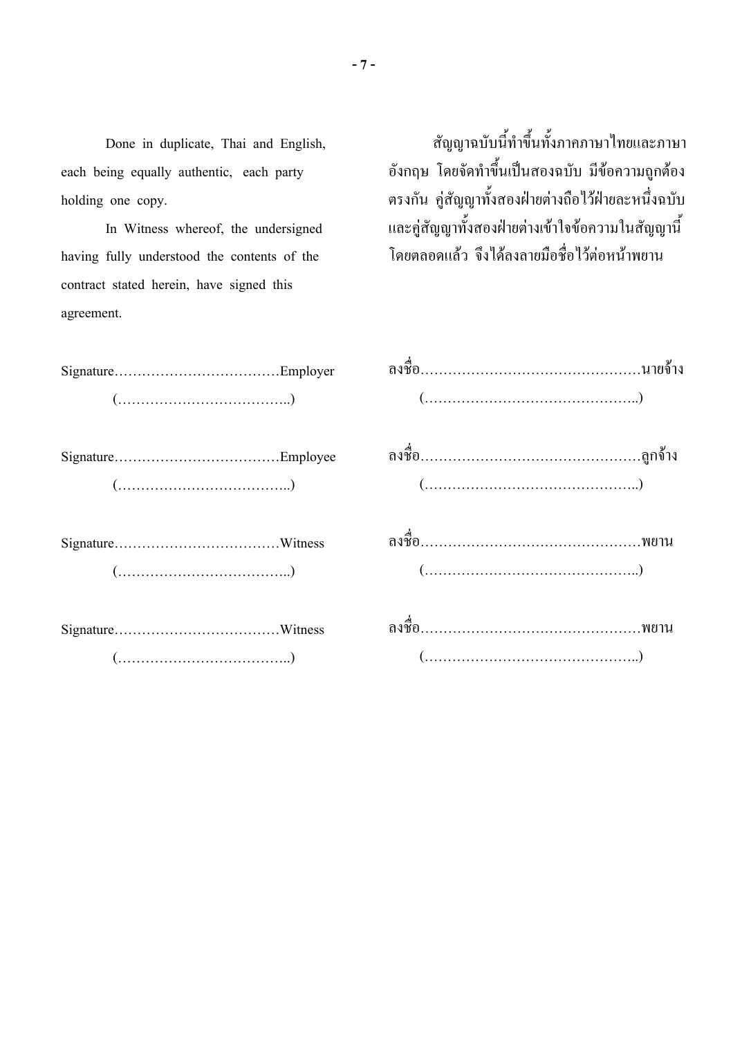Done in duplicate, Thai and English, each being equally authentic, each party holding one copy.

In Witness whereof, the undersigned having fully understood the contents of the contract stated herein, have signed this agreement.

สัญญาฉบับนี้ทำขึ้นทั้งภาคภาษาไทยและภาษาอังกฤษ โดยจัดทำขึ้นเป็นสองฉบับ มีข้อความถูกต้องตรงกัน คู่สัญญาทั้งสองฝ่ายต่างถือไว้ฝ่ายละหนึ่งฉบับ และคู่สัญญาทั้งสองฝ่ายต่างเข้าใจข้อความในสัญญานี้โดยตลอดแล้ว จึงได้ลงลายมือชื่อไว้ต่อหน้าพยาน

Signature………………………………Employer

(………………………………..)

Signature………………………………Employee

(………………………………..)

Signature………………………………Witness

(………………………………..)

Signature………………………………Witness

(………………………………..)

ลงชื่อ…………………………………………นายจ้าง

(………………………………………..)

ลงชื่อ…………………………………………ลูกจ้าง

(………………………………………..)

ลงชื่อ…………………………………………พยาน

(………………………………………..)

ลงชื่อ…………………………………………พยาน

(………………………………………..)